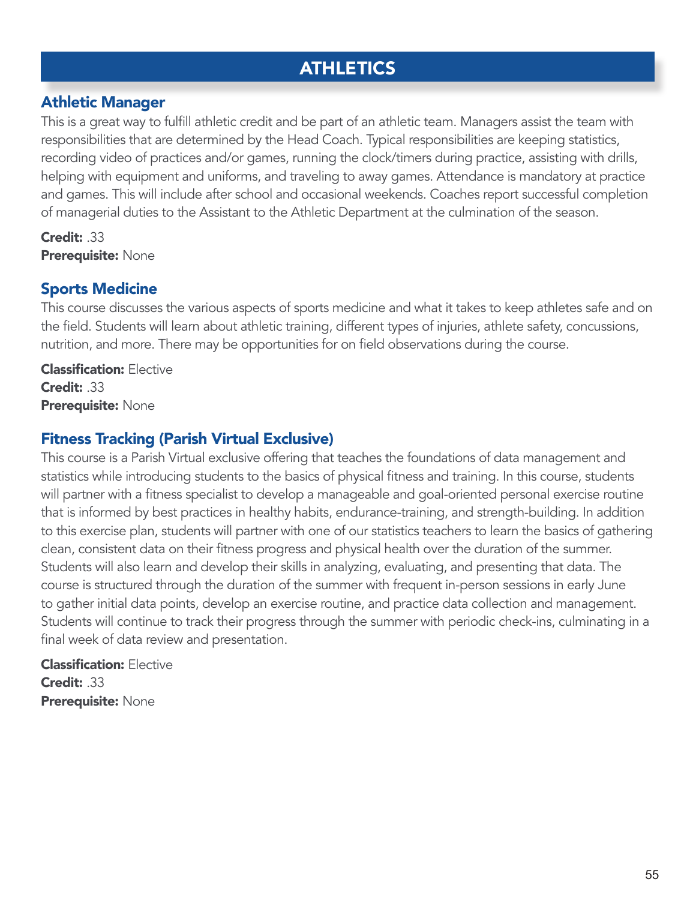# ATHLETICS

## Athletic Manager

This is a great way to fulfill athletic credit and be part of an athletic team. Managers assist the team with responsibilities that are determined by the Head Coach. Typical responsibilities are keeping statistics, recording video of practices and/or games, running the clock/timers during practice, assisting with drills, helping with equipment and uniforms, and traveling to away games. Attendance is mandatory at practice and games. This will include after school and occasional weekends. Coaches report successful completion of managerial duties to the Assistant to the Athletic Department at the culmination of the season.

**Credit:** .33
**Prerequisite:** None

## Sports Medicine

This course discusses the various aspects of sports medicine and what it takes to keep athletes safe and on the field. Students will learn about athletic training, different types of injuries, athlete safety, concussions, nutrition, and more. There may be opportunities for on field observations during the course.

**Classification:** Elective
**Credit:** .33
**Prerequisite:** None

## Fitness Tracking (Parish Virtual Exclusive)

This course is a Parish Virtual exclusive offering that teaches the foundations of data management and statistics while introducing students to the basics of physical fitness and training. In this course, students will partner with a fitness specialist to develop a manageable and goal-oriented personal exercise routine that is informed by best practices in healthy habits, endurance-training, and strength-building. In addition to this exercise plan, students will partner with one of our statistics teachers to learn the basics of gathering clean, consistent data on their fitness progress and physical health over the duration of the summer. Students will also learn and develop their skills in analyzing, evaluating, and presenting that data. The course is structured through the duration of the summer with frequent in-person sessions in early June to gather initial data points, develop an exercise routine, and practice data collection and management. Students will continue to track their progress through the summer with periodic check-ins, culminating in a final week of data review and presentation.

**Classification:** Elective
**Credit:** .33
**Prerequisite:** None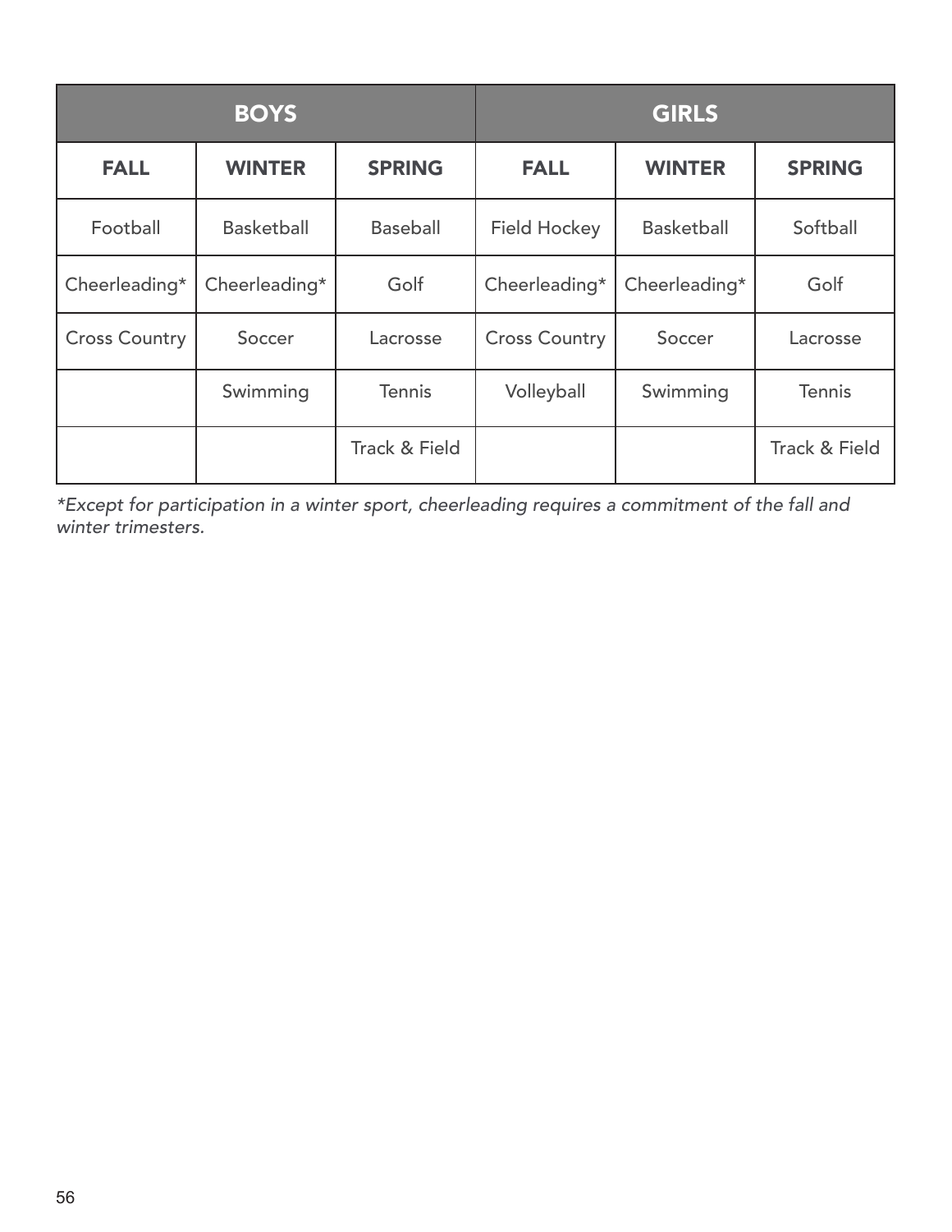| BOYS | | | GIRLS | | |
| --- | --- | --- | --- | --- | --- |
| FALL | WINTER | SPRING | FALL | WINTER | SPRING |
| Football | Basketball | Baseball | Field Hockey | Basketball | Softball |
| Cheerleading* | Cheerleading* | Golf | Cheerleading* | Cheerleading* | Golf |
| Cross Country | Soccer | Lacrosse | Cross Country | Soccer | Lacrosse |
| | Swimming | Tennis | Volleyball | Swimming | Tennis |
| | | Track & Field | | | Track & Field |

*\*Except for participation in a winter sport, cheerleading requires a commitment of the fall and winter trimesters.*